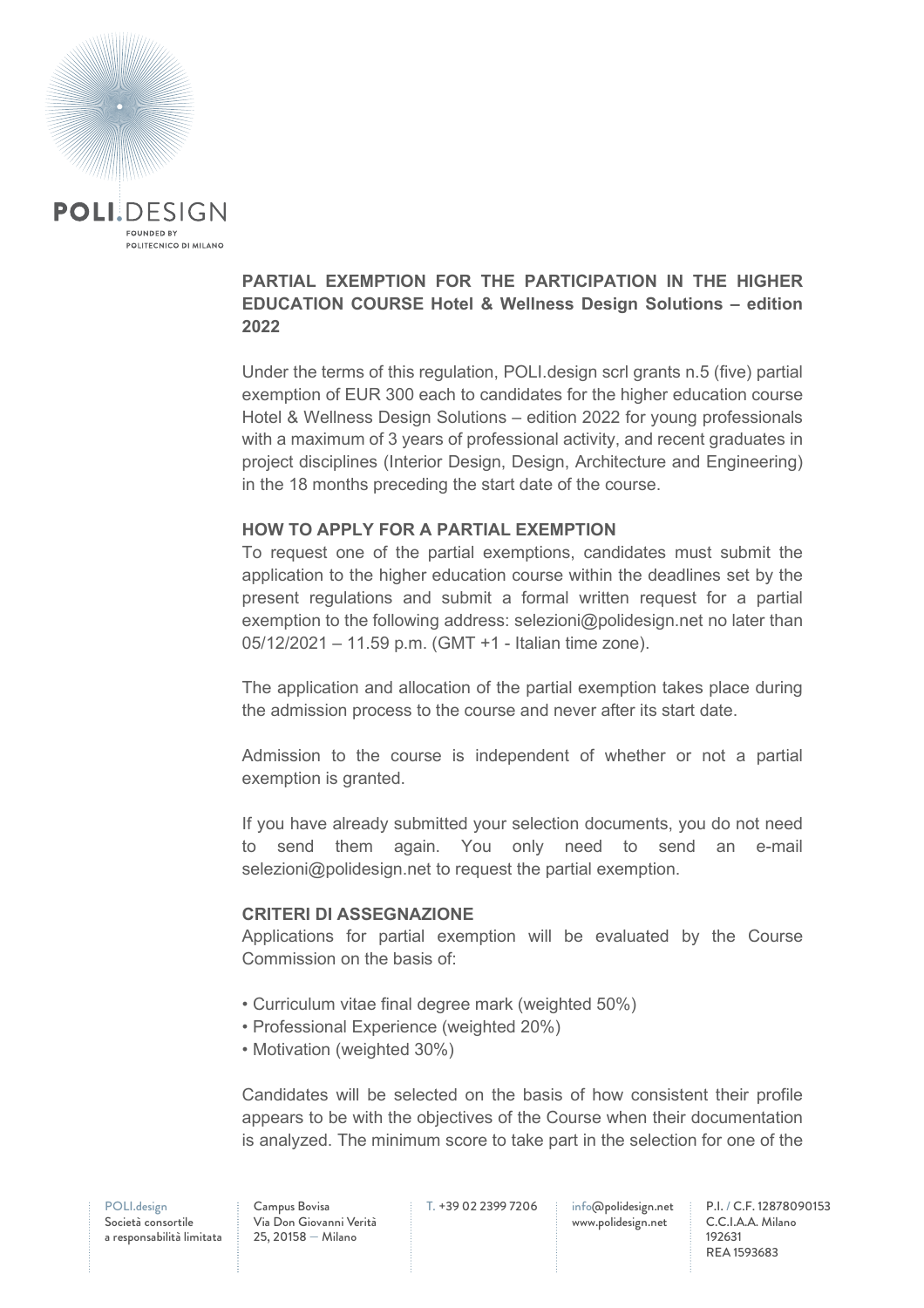## PARTIAL EXEMPTION FOR THE PARTICIPATION IN THE HIGHER EDUCATION COURSE Hotel & Wellness Design Solutions – edition 2022

Under the terms of this regulation, POLI.design scrl grants n.5 (five) partial exemption of EUR 300 each to candidates for the higher education course Hotel & Wellness Design Solutions – edition 2022 for young professionals with a maximum of 3 years of professional activity, and recent graduates in project disciplines (Interior Design, Design, Architecture and Engineering) in the 18 months preceding the start date of the course.

### HOW TO APPLY FOR A PARTIAL EXEMPTION

To request one of the partial exemptions, candidates must submit the application to the higher education course within the deadlines set by the present regulations and submit a formal written request for a partial exemption to the following address: selezioni@polidesign.net no later than 05/12/2021 – 11.59 p.m. (GMT +1 - Italian time zone).

The application and allocation of the partial exemption takes place during the admission process to the course and never after its start date.

Admission to the course is independent of whether or not a partial exemption is granted.

If you have already submitted your selection documents, you do not need to send them again. You only need to send an e-mail selezioni@polidesign.net to request the partial exemption.

### CRITERI DI ASSEGNAZIONE

Applications for partial exemption will be evaluated by the Course Commission on the basis of:

- Curriculum vitae final degree mark (weighted 50%)
- Professional Experience (weighted 20%)
- Motivation (weighted 30%)

Candidates will be selected on the basis of how consistent their profile appears to be with the objectives of the Course when their documentation is analyzed. The minimum score to take part in the selection for one of the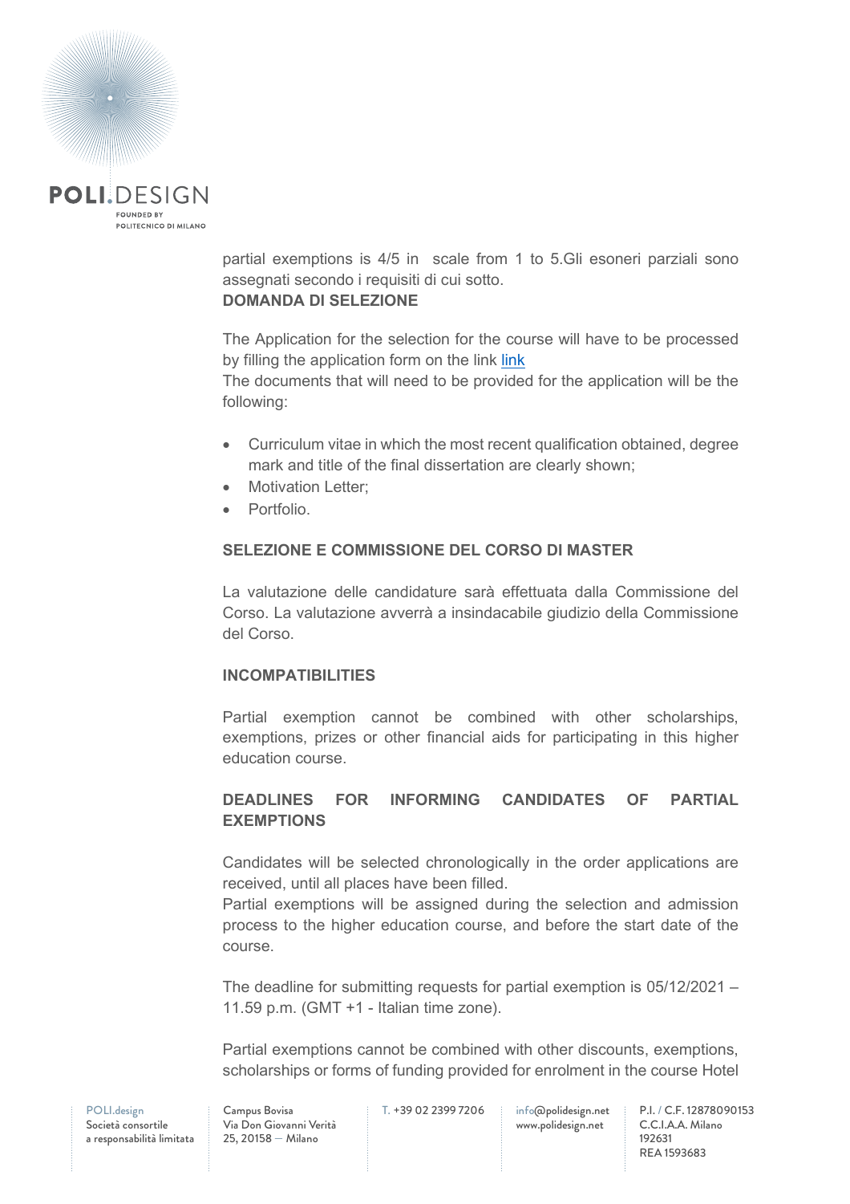partial exemptions is 4/5 in scale from 1 to 5.Gli esoneri parziali sono assegnati secondo i requisiti di cui sotto.

**DOMANDA DI SELEZIONE**

The Application for the selection for the course will have to be processed by filling the application form on the link link

The documents that will need to be provided for the application will be the following:

- Curriculum vitae in which the most recent qualification obtained, degree mark and title of the final dissertation are clearly shown;
- Motivation Letter;
- Portfolio.

**SELEZIONE E COMMISSIONE DEL CORSO DI MASTER**

La valutazione delle candidature sarà effettuata dalla Commissione del Corso. La valutazione avverrà a insindacabile giudizio della Commissione del Corso.

**INCOMPATIBILITIES**

Partial exemption cannot be combined with other scholarships, exemptions, prizes or other financial aids for participating in this higher education course.

**DEADLINES FOR INFORMING CANDIDATES OF PARTIAL EXEMPTIONS**

Candidates will be selected chronologically in the order applications are received, until all places have been filled.

Partial exemptions will be assigned during the selection and admission process to the higher education course, and before the start date of the course.

The deadline for submitting requests for partial exemption is 05/12/2021 – 11.59 p.m. (GMT +1 - Italian time zone).

Partial exemptions cannot be combined with other discounts, exemptions, scholarships or forms of funding provided for enrolment in the course Hotel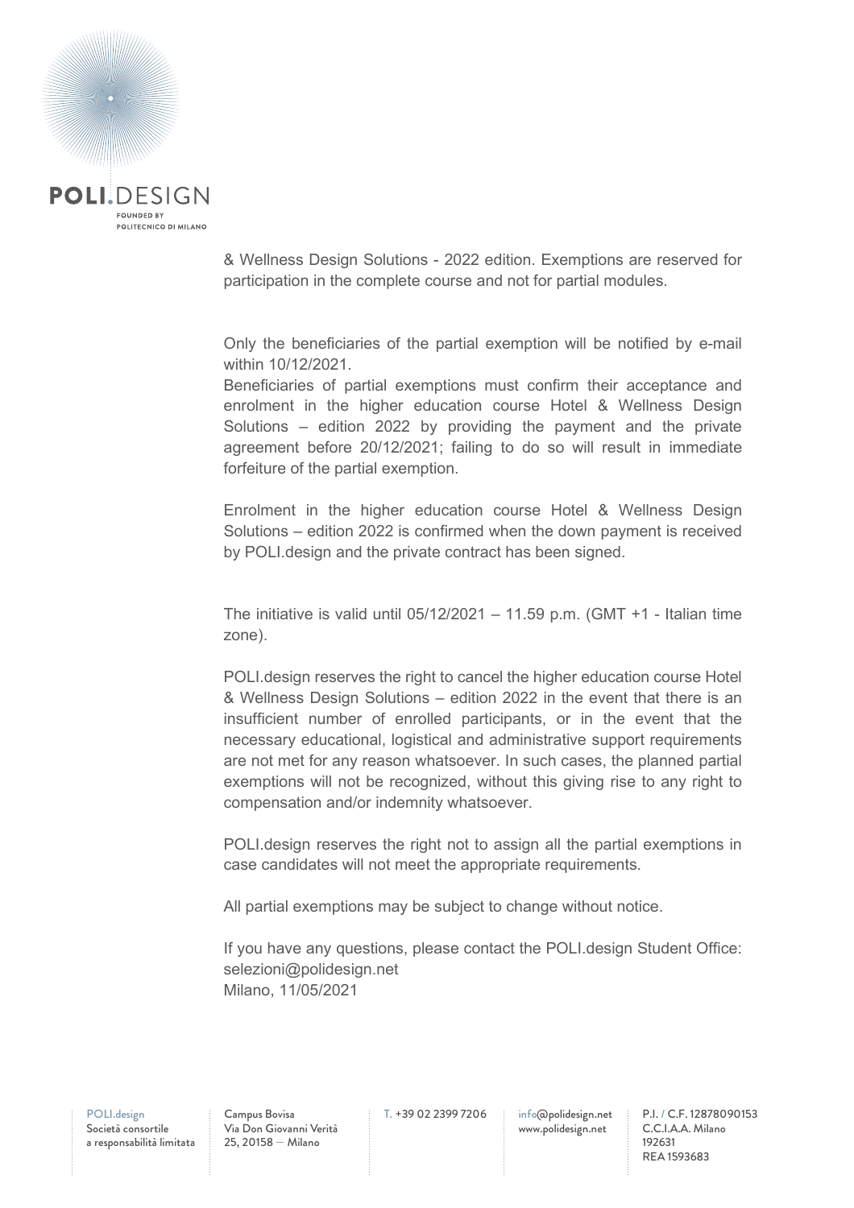& Wellness Design Solutions - 2022 edition. Exemptions are reserved for participation in the complete course and not for partial modules.

Only the beneficiaries of the partial exemption will be notified by e-mail within 10/12/2021.
Beneficiaries of partial exemptions must confirm their acceptance and enrolment in the higher education course Hotel & Wellness Design Solutions – edition 2022 by providing the payment and the private agreement before 20/12/2021; failing to do so will result in immediate forfeiture of the partial exemption.

Enrolment in the higher education course Hotel & Wellness Design Solutions – edition 2022 is confirmed when the down payment is received by POLI.design and the private contract has been signed.

The initiative is valid until 05/12/2021 – 11.59 p.m. (GMT +1 - Italian time zone).

POLI.design reserves the right to cancel the higher education course Hotel & Wellness Design Solutions – edition 2022 in the event that there is an insufficient number of enrolled participants, or in the event that the necessary educational, logistical and administrative support requirements are not met for any reason whatsoever. In such cases, the planned partial exemptions will not be recognized, without this giving rise to any right to compensation and/or indemnity whatsoever.

POLI.design reserves the right not to assign all the partial exemptions in case candidates will not meet the appropriate requirements.

All partial exemptions may be subject to change without notice.

If you have any questions, please contact the POLI.design Student Office:
selezioni@polidesign.net
Milano, 11/05/2021